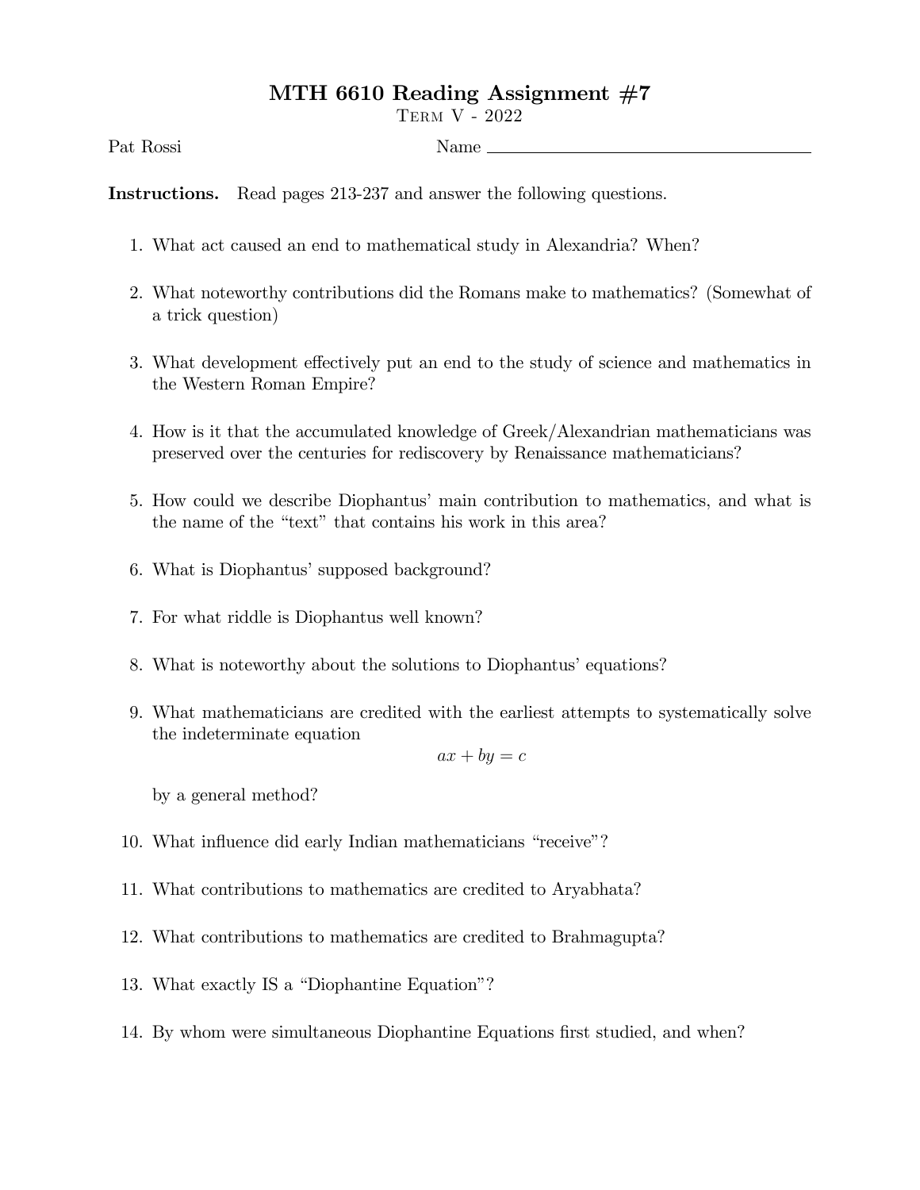# MTH 6610 Reading Assignment #7

Term V - 2022

Pat Rossi Name ____________________

**Instructions.** Read pages 213-237 and answer the following questions.

1. What act caused an end to mathematical study in Alexandria? When?

2. What noteworthy contributions did the Romans make to mathematics? (Somewhat of a trick question)

3. What development effectively put an end to the study of science and mathematics in the Western Roman Empire?

4. How is it that the accumulated knowledge of Greek/Alexandrian mathematicians was preserved over the centuries for rediscovery by Renaissance mathematicians?

5. How could we describe Diophantus' main contribution to mathematics, and what is the name of the "text" that contains his work in this area?

6. What is Diophantus' supposed background?

7. For what riddle is Diophantus well known?

8. What is noteworthy about the solutions to Diophantus' equations?

9. What mathematicians are credited with the earliest attempts to systematically solve the indeterminate equation

$$ax + by = c$$

by a general method?

10. What influence did early Indian mathematicians "receive"?

11. What contributions to mathematics are credited to Aryabhata?

12. What contributions to mathematics are credited to Brahmagupta?

13. What exactly IS a "Diophantine Equation"?

14. By whom were simultaneous Diophantine Equations first studied, and when?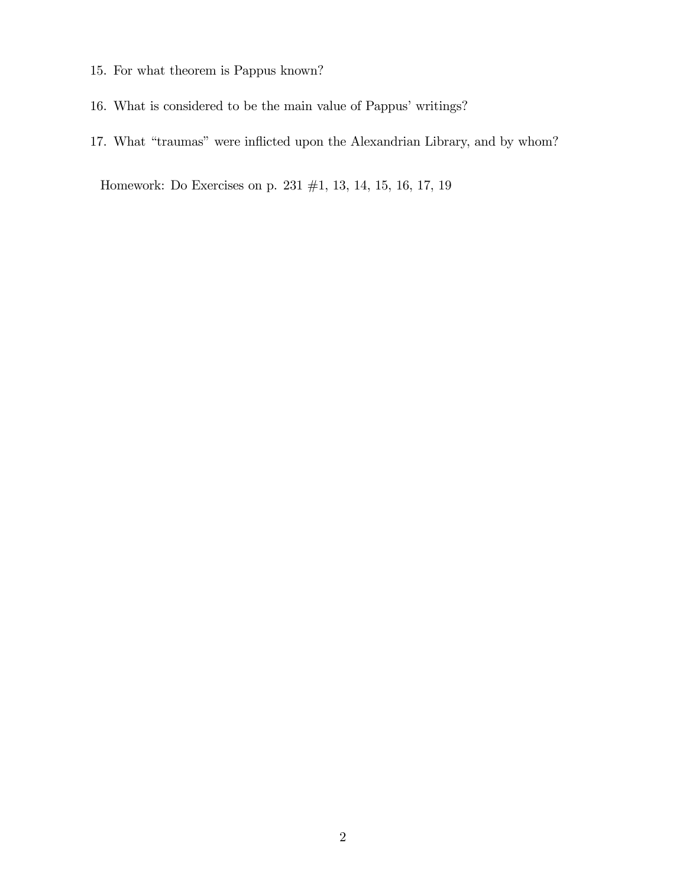15. For what theorem is Pappus known?
16. What is considered to be the main value of Pappus' writings?
17. What "traumas" were inflicted upon the Alexandrian Library, and by whom?

Homework: Do Exercises on p. 231 #1, 13, 14, 15, 16, 17, 19